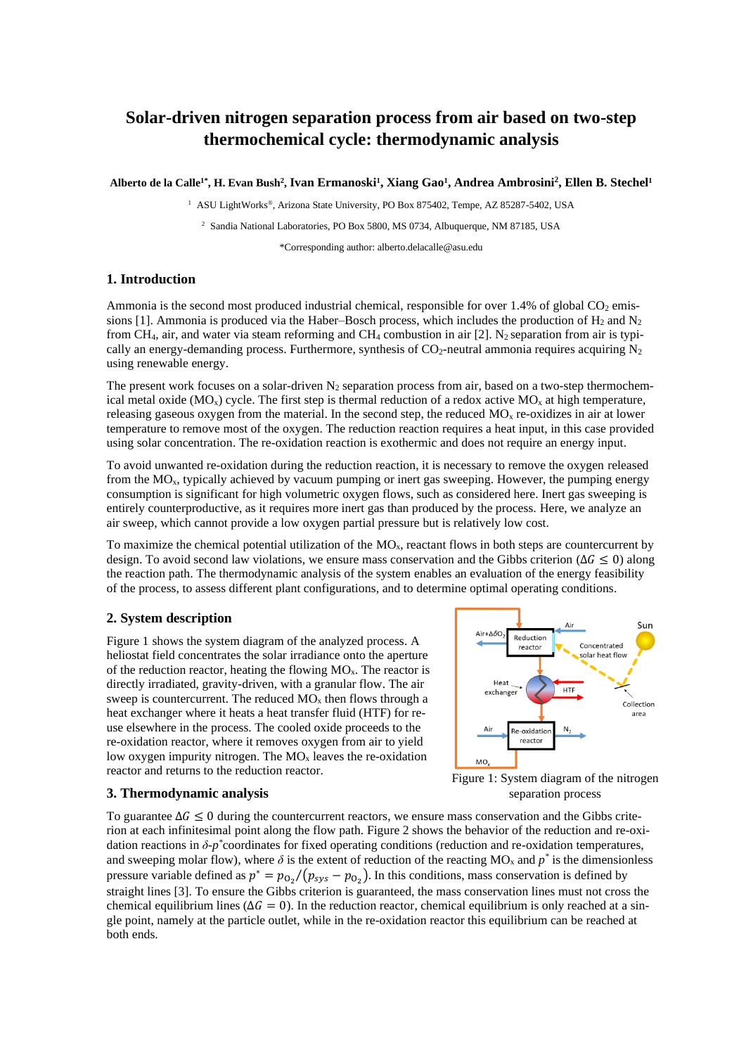# Solar-driven nitrogen separation process from air based on two-step thermochemical cycle: thermodynamic analysis

**Alberto de la Calle[1*], H. Evan Bush[2], Ivan Ermanoski[1], Xiang Gao[1], Andrea Ambrosini[2], Ellen B. Stechel[1]**

[1] ASU LightWorks®, Arizona State University, PO Box 875402, Tempe, AZ 85287-5402, USA

[2] Sandia National Laboratories, PO Box 5800, MS 0734, Albuquerque, NM 87185, USA

*Corresponding author: alberto.delacalle@asu.edu

## 1. Introduction

Ammonia is the second most produced industrial chemical, responsible for over 1.4% of global $CO_2$ emissions [1]. Ammonia is produced via the Haber–Bosch process, which includes the production of $H_2$ and $N_2$ from $CH_4$, air, and water via steam reforming and $CH_4$ combustion in air [2]. $N_2$ separation from air is typically an energy-demanding process. Furthermore, synthesis of $CO_2$-neutral ammonia requires acquiring $N_2$ using renewable energy.

The present work focuses on a solar-driven $N_2$ separation process from air, based on a two-step thermochemical metal oxide ($MO_x$) cycle. The first step is thermal reduction of a redox active $MO_x$ at high temperature, releasing gaseous oxygen from the material. In the second step, the reduced $MO_x$ re-oxidizes in air at lower temperature to remove most of the oxygen. The reduction reaction requires a heat input, in this case provided using solar concentration. The re-oxidation reaction is exothermic and does not require an energy input.

To avoid unwanted re-oxidation during the reduction reaction, it is necessary to remove the oxygen released from the $MO_x$, typically achieved by vacuum pumping or inert gas sweeping. However, the pumping energy consumption is significant for high volumetric oxygen flows, such as considered here. Inert gas sweeping is entirely counterproductive, as it requires more inert gas than produced by the process. Here, we analyze an air sweep, which cannot provide a low oxygen partial pressure but is relatively low cost.

To maximize the chemical potential utilization of the $MO_x$, reactant flows in both steps are countercurrent by design. To avoid second law violations, we ensure mass conservation and the Gibbs criterion ($\Delta G \leq 0$) along the reaction path. The thermodynamic analysis of the system enables an evaluation of the energy feasibility of the process, to assess different plant configurations, and to determine optimal operating conditions.

## 2. System description

Figure 1 shows the system diagram of the analyzed process. A heliostat field concentrates the solar irradiance onto the aperture of the reduction reactor, heating the flowing $MO_x$. The reactor is directly irradiated, gravity-driven, with a granular flow. The air sweep is countercurrent. The reduced $MO_x$ then flows through a heat exchanger where it heats a heat transfer fluid (HTF) for re-use elsewhere in the process. The cooled oxide proceeds to the re-oxidation reactor, where it removes oxygen from air to yield low oxygen impurity nitrogen. The $MO_x$ leaves the re-oxidation reactor and returns to the reduction reactor.

Figure 1: System diagram of the nitrogen separation process

## 3. Thermodynamic analysis

To guarantee $\Delta G \leq 0$ during the countercurrent reactors, we ensure mass conservation and the Gibbs criterion at each infinitesimal point along the flow path. Figure 2 shows the behavior of the reduction and re-oxidation reactions in $\delta$-$p^*$coordinates for fixed operating conditions (reduction and re-oxidation temperatures, and sweeping molar flow), where $\delta$ is the extent of reduction of the reacting $MO_x$ and $p^*$ is the dimensionless pressure variable defined as $p^* = p_{O_2}/(p_{sys} - p_{O_2})$. In this conditions, mass conservation is defined by straight lines [3]. To ensure the Gibbs criterion is guaranteed, the mass conservation lines must not cross the chemical equilibrium lines ($\Delta G = 0$). In the reduction reactor, chemical equilibrium is only reached at a single point, namely at the particle outlet, while in the re-oxidation reactor this equilibrium can be reached at both ends.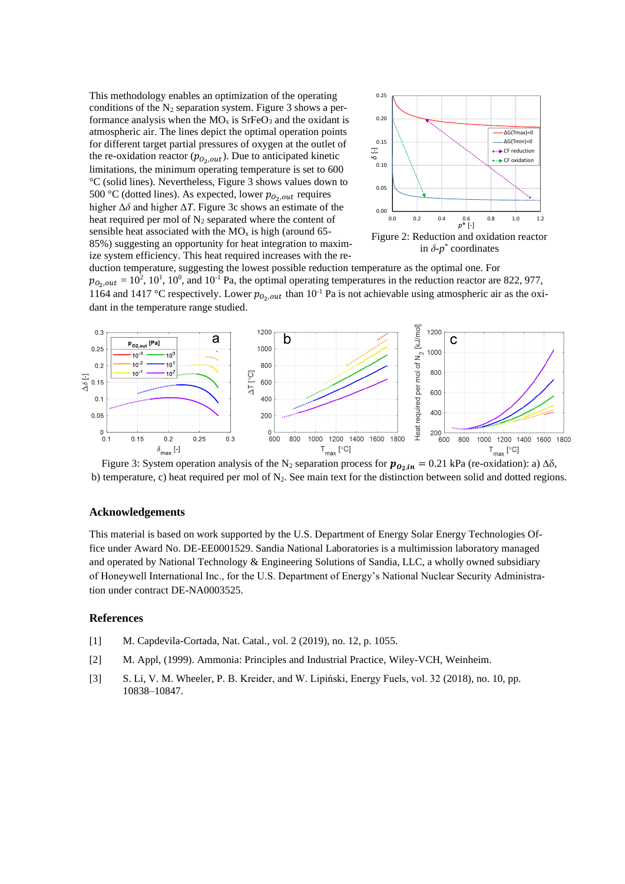This methodology enables an optimization of the operating conditions of the $N_2$ separation system. Figure 3 shows a performance analysis when the $MO_x$ is $SrFeO_3$ and the oxidant is atmospheric air. The lines depict the optimal operation points for different target partial pressures of oxygen at the outlet of the re-oxidation reactor ($p_{O_2,out}$). Due to anticipated kinetic limitations, the minimum operating temperature is set to 600 °C (solid lines). Nevertheless, Figure 3 shows values down to 500 °C (dotted lines). As expected, lower $p_{O_2,out}$ requires higher $\Delta\delta$ and higher $\Delta T$. Figure 3c shows an estimate of the heat required per mol of $N_2$ separated where the content of sensible heat associated with the $MO_x$ is high (around 65-85%) suggesting an opportunity for heat integration to maximize system efficiency. This heat required increases with the reduction temperature, suggesting the lowest possible reduction temperature as the optimal one. For $p_{O_2,out}$ = $10^2$, $10^1$, $10^0$, and $10^{-1}$ Pa, the optimal operating temperatures in the reduction reactor are 822, 977, 1164 and 1417 °C respectively. Lower $p_{O_2,out}$ than $10^{-1}$ Pa is not achievable using atmospheric air as the oxidant in the temperature range studied.

0.25
0.20
0.15
0.10
0.05
0.00
$\delta$ [-]
0.0 0.2 0.4 0.6 0.8 1.0 1.2
$p^*$ [-]
ΔG(Tmax)=0
ΔG(Tmin)=0
CF reduction
CF oxidation

Figure 2: Reduction and oxidation reactor in $\delta$-$p^*$ coordinates

a
$p_{O2,out}$ [Pa]
$10^{-3}$ $10^{0}$
$10^{-2}$ $10^{1}$
$10^{-1}$ $10^{2}$
$\Delta\delta$ [-]
0 0.05 0.1 0.15 0.2 0.25 0.3
0.1 0.15 0.2 0.25 0.3
$\delta_{max}$ [-]

b
$\Delta T$ [°C]
0 200 400 600 800 1000 1200
600 800 1000 1200 1400 1600 1800
$T_{max}$ [°C]

c
Heat required per mol of $N_2$ [kJ/mol]
200 400 600 800 1000 1200
600 800 1000 1200 1400 1600 1800
$T_{max}$ [°C]

Figure 3: System operation analysis of the $N_2$ separation process for $p_{O_2,in}$ = 0.21 kPa (re-oxidation): a) $\Delta\delta$, b) temperature, c) heat required per mol of $N_2$. See main text for the distinction between solid and dotted regions.

### Acknowledgements

This material is based on work supported by the U.S. Department of Energy Solar Energy Technologies Office under Award No. DE-EE0001529. Sandia National Laboratories is a multimission laboratory managed and operated by National Technology & Engineering Solutions of Sandia, LLC, a wholly owned subsidiary of Honeywell International Inc., for the U.S. Department of Energy's National Nuclear Security Administration under contract DE-NA0003525.

### References

[1] M. Capdevila-Cortada, Nat. Catal., vol. 2 (2019), no. 12, p. 1055.

[2] M. Appl, (1999). Ammonia: Principles and Industrial Practice, Wiley-VCH, Weinheim.

[3] S. Li, V. M. Wheeler, P. B. Kreider, and W. Lipiński, Energy Fuels, vol. 32 (2018), no. 10, pp. 10838–10847.